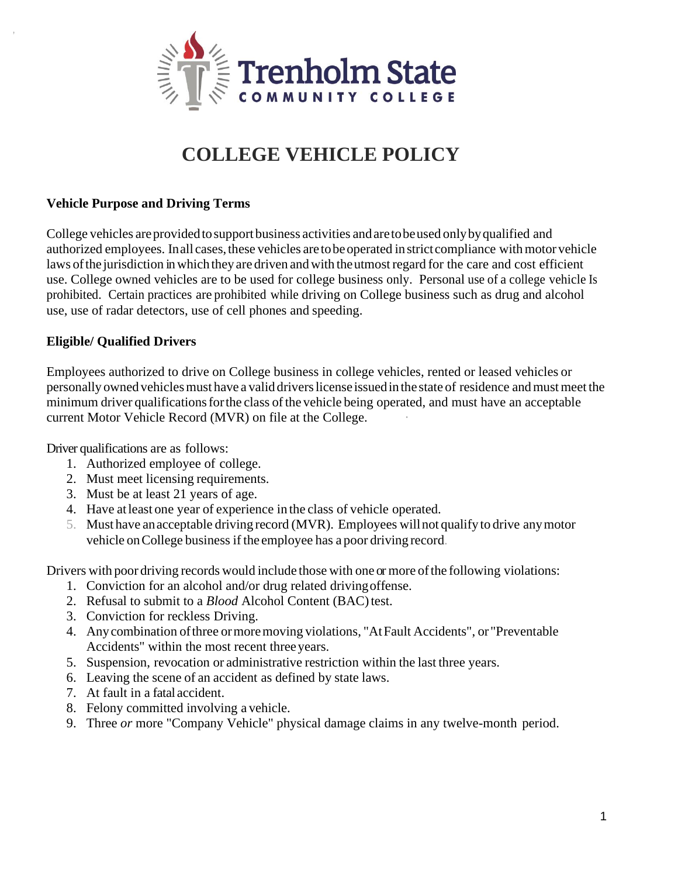Trenholm State
COMMUNITY COLLEGE

# COLLEGE VEHICLE POLICY

**Vehicle Purpose and Driving Terms**

College vehicles are provided to support business activities and are to be used only by qualified and authorized employees. In all cases, these vehicles are to be operated in strict compliance with motor vehicle laws of the jurisdiction in which they are driven and with the utmost regard for the care and cost efficient use. College owned vehicles are to be used for college business only. Personal use of a college vehicle Is prohibited. Certain practices are prohibited while driving on College business such as drug and alcohol use, use of radar detectors, use of cell phones and speeding.

**Eligible/ Qualified Drivers**

Employees authorized to drive on College business in college vehicles, rented or leased vehicles or personally owned vehicles must have a valid drivers license issued in the state of residence and must meet the minimum driver qualifications for the class of the vehicle being operated, and must have an acceptable current Motor Vehicle Record (MVR) on file at the College.

Driver qualifications are as follows:

1. Authorized employee of college.
2. Must meet licensing requirements.
3. Must be at least 21 years of age.
4. Have at least one year of experience in the class of vehicle operated.
5. Must have an acceptable driving record (MVR). Employees will not qualify to drive any motor vehicle on College business if the employee has a poor driving record.

Drivers with poor driving records would include those with one or more of the following violations:

1. Conviction for an alcohol and/or drug related driving offense.
2. Refusal to submit to a *Blood* Alcohol Content (BAC) test.
3. Conviction for reckless Driving.
4. Any combination of three or more moving violations, "At Fault Accidents", or "Preventable Accidents" within the most recent three years.
5. Suspension, revocation or administrative restriction within the last three years.
6. Leaving the scene of an accident as defined by state laws.
7. At fault in a fatal accident.
8. Felony committed involving a vehicle.
9. Three *or* more "Company Vehicle" physical damage claims in any twelve-month period.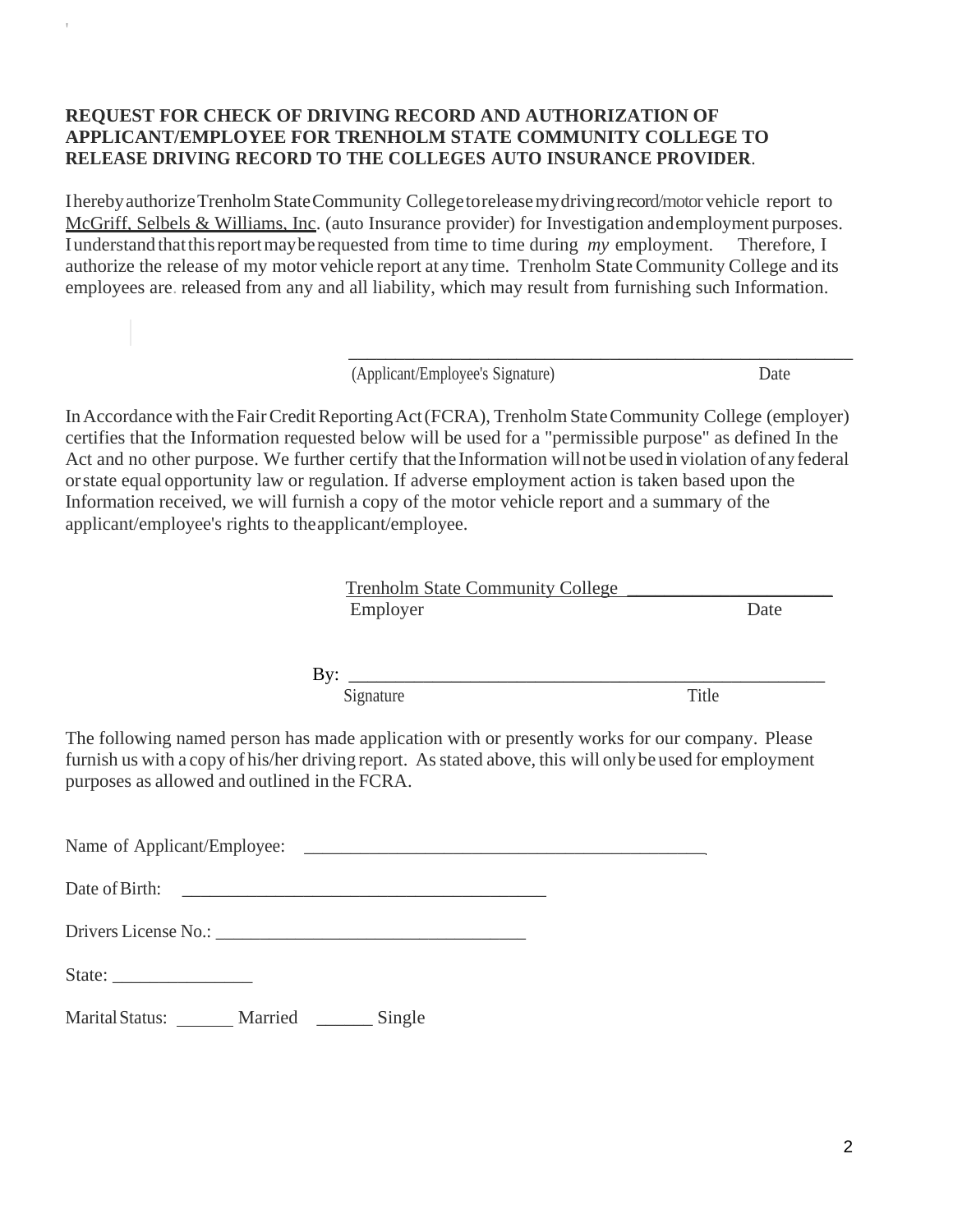**REQUEST FOR CHECK OF DRIVING RECORD AND AUTHORIZATION OF APPLICANT/EMPLOYEE FOR TRENHOLM STATE COMMUNITY COLLEGE TO RELEASE DRIVING RECORD TO THE COLLEGES AUTO INSURANCE PROVIDER**.

I hereby authorize Trenholm State Community College to release my driving record/motor vehicle report to McGriff, Selbels & Williams, Inc. (auto Insurance provider) for Investigation and employment purposes. I understand that this report may be requested from time to time during *my* employment. Therefore, I authorize the release of my motor vehicle report at any time. Trenholm State Community College and its employees are released from any and all liability, which may result from furnishing such Information.

\_\_\_\_\_\_\_\_\_\_\_\_\_\_\_\_\_\_\_\_\_\_\_\_\_\_\_\_\_\_\_\_\_\_\_\_\_\_\_\_\_\_\_\_\_\_\_\_\_\_\_\_

(Applicant/Employee's Signature) Date

In Accordance with the Fair Credit Reporting Act (FCRA), Trenholm State Community College (employer) certifies that the Information requested below will be used for a "permissible purpose" as defined In the Act and no other purpose. We further certify that the Information will not be used in violation of any federal or state equal opportunity law or regulation. If adverse employment action is taken based upon the Information received, we will furnish a copy of the motor vehicle report and a summary of the applicant/employee's rights to the applicant/employee.

Trenholm State Community College \_\_\_\_\_\_\_\_\_\_\_\_\_\_\_\_\_\_\_\_\_\_

Employer Date

By: \_\_\_\_\_\_\_\_\_\_\_\_\_\_\_\_\_\_\_\_\_\_\_\_\_\_\_\_\_\_\_\_\_\_\_\_\_\_\_\_\_\_\_\_\_\_\_\_\_\_

Signature Title

The following named person has made application with or presently works for our company. Please furnish us with a copy of his/her driving report. As stated above, this will only be used for employment purposes as allowed and outlined in the FCRA.

Name of Applicant/Employee: \_\_\_\_\_\_\_\_\_\_\_\_\_\_\_\_\_\_\_\_\_\_\_\_\_\_\_\_\_\_\_\_\_\_\_\_\_\_\_\_\_\_\_\_

Date of Birth: \_\_\_\_\_\_\_\_\_\_\_\_\_\_\_\_\_\_\_\_\_\_\_\_\_\_\_\_\_\_\_\_\_\_\_\_\_\_\_\_

Drivers License No.: \_\_\_\_\_\_\_\_\_\_\_\_\_\_\_\_\_\_\_\_\_\_\_\_\_\_\_\_\_\_\_\_\_\_

State: \_\_\_\_\_\_\_\_\_\_\_\_\_\_\_

Marital Status: \_\_\_\_\_\_ Married \_\_\_\_\_\_ Single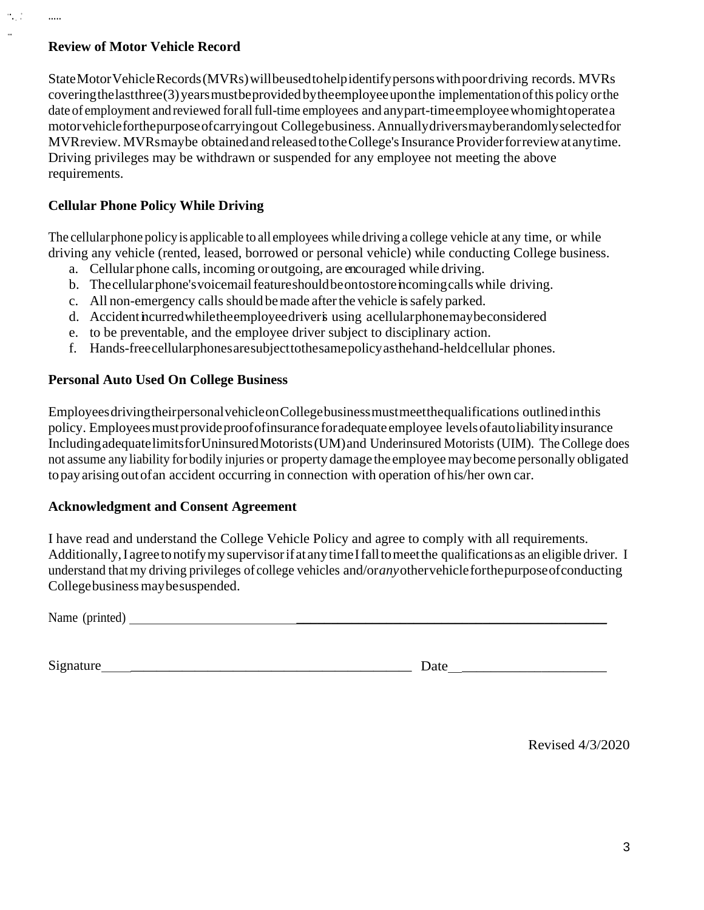## Review of Motor Vehicle Record

State Motor Vehicle Records (MVRs) will be used to help identify persons with poor driving records. MVRs covering the last three (3) years must be provided by the employee upon the implementation of this policy or the date of employment and reviewed for all full-time employees and any part-time employee who might operate a motor vehicle for the purpose of carrying out College business. Annually drivers may be randomly selected for MVR review. MVRs may be obtained and released to the College's Insurance Provider for review at any time. Driving privileges may be withdrawn or suspended for any employee not meeting the above requirements.

## Cellular Phone Policy While Driving

The cellular phone policy is applicable to all employees while driving a college vehicle at any time, or while driving any vehicle (rented, leased, borrowed or personal vehicle) while conducting College business.

a. Cellular phone calls, incoming or outgoing, are encouraged while driving.
b. The cellular phone's voicemail feature should be on to store incoming calls while driving.
c. All non-emergency calls should be made after the vehicle is safely parked.
d. Accident incurred while the employee driver is using a cellular phone may be considered
e. to be preventable, and the employee driver subject to disciplinary action.
f. Hands-free cellular phones are subject to the same policy as the hand-held cellular phones.

## Personal Auto Used On College Business

Employees driving their personal vehicle on College business must meet the qualifications outlined in this policy. Employees must provide proof of insurance for adequate employee levels of auto liability insurance Including adequate limits for Uninsured Motorists (UM) and Underinsured Motorists (UIM). The College does not assume any liability for bodily injuries or property damage the employee may become personally obligated to pay arising out of an accident occurring in connection with operation of his/her own car.

## Acknowledgment and Consent Agreement

I have read and understand the College Vehicle Policy and agree to comply with all requirements. Additionally, I agree to notify my supervisor if at any time I fall to meet the qualifications as an eligible driver. I understand that my driving privileges of college vehicles and/or *any* other vehicle for the purpose of conducting College business may be suspended.

Name (printed) ______________________________________________

Signature ______________________________________________ Date ______________________

Revised 4/3/2020